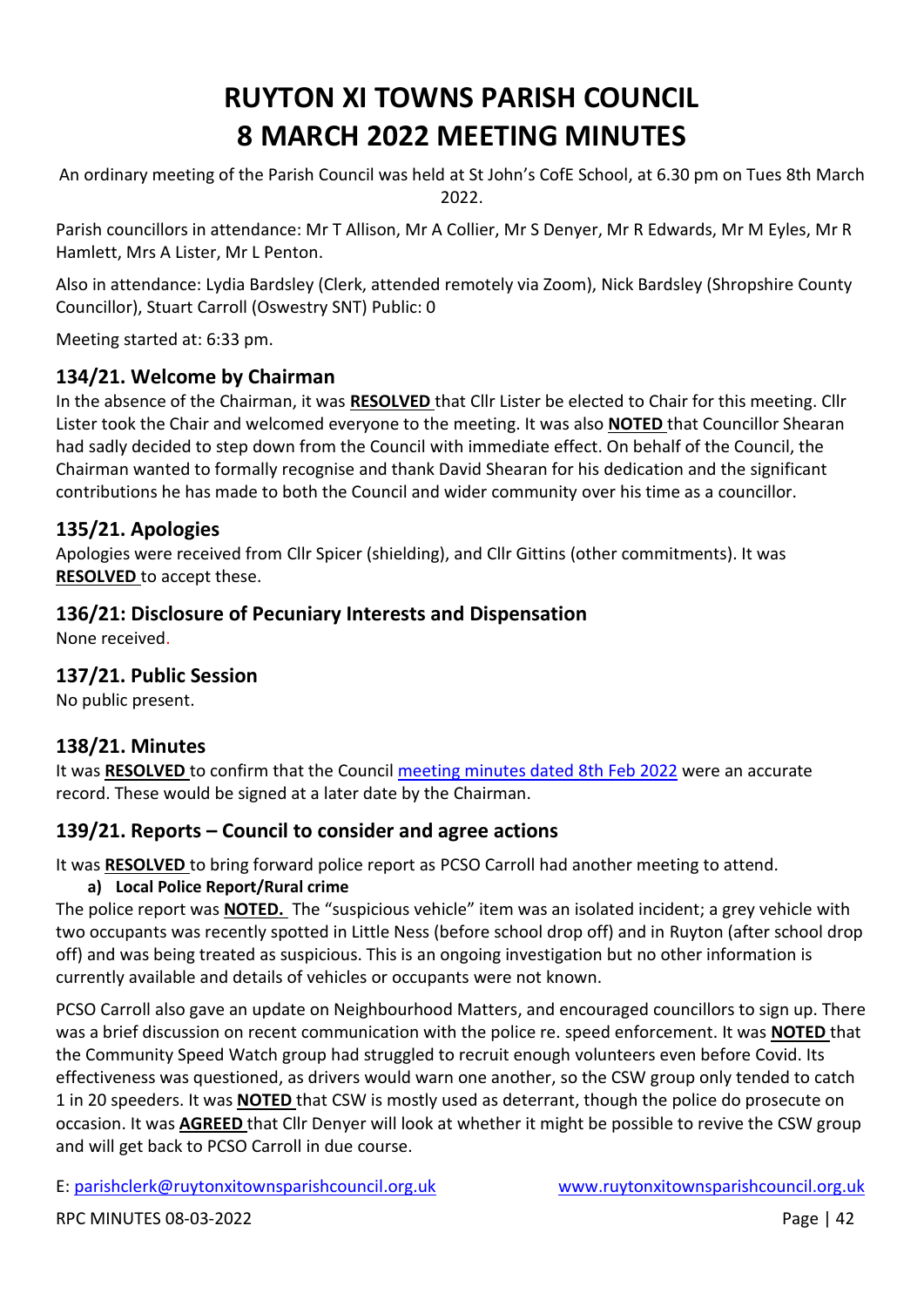# RUYTON XI TOWNS PARISH COUNCIL
# 8 MARCH 2022 MEETING MINUTES

An ordinary meeting of the Parish Council was held at St John's CofE School, at 6.30 pm on Tues 8th March 2022.

Parish councillors in attendance: Mr T Allison, Mr A Collier, Mr S Denyer, Mr R Edwards, Mr M Eyles, Mr R Hamlett, Mrs A Lister, Mr L Penton.

Also in attendance: Lydia Bardsley (Clerk, attended remotely via Zoom), Nick Bardsley (Shropshire County Councillor), Stuart Carroll (Oswestry SNT) Public: 0

Meeting started at: 6:33 pm.

## 134/21. Welcome by Chairman

In the absence of the Chairman, it was **RESOLVED** that Cllr Lister be elected to Chair for this meeting. Cllr Lister took the Chair and welcomed everyone to the meeting. It was also **NOTED** that Councillor Shearan had sadly decided to step down from the Council with immediate effect. On behalf of the Council, the Chairman wanted to formally recognise and thank David Shearan for his dedication and the significant contributions he has made to both the Council and wider community over his time as a councillor.

## 135/21. Apologies

Apologies were received from Cllr Spicer (shielding), and Cllr Gittins (other commitments). It was **RESOLVED** to accept these.

## 136/21: Disclosure of Pecuniary Interests and Dispensation

None received.

## 137/21. Public Session

No public present.

## 138/21. Minutes

It was **RESOLVED** to confirm that the Council meeting minutes dated 8th Feb 2022 were an accurate record. These would be signed at a later date by the Chairman.

## 139/21. Reports – Council to consider and agree actions

It was **RESOLVED** to bring forward police report as PCSO Carroll had another meeting to attend.

**a) Local Police Report/Rural crime**

The police report was **NOTED.** The "suspicious vehicle" item was an isolated incident; a grey vehicle with two occupants was recently spotted in Little Ness (before school drop off) and in Ruyton (after school drop off) and was being treated as suspicious. This is an ongoing investigation but no other information is currently available and details of vehicles or occupants were not known.

PCSO Carroll also gave an update on Neighbourhood Matters, and encouraged councillors to sign up. There was a brief discussion on recent communication with the police re. speed enforcement. It was **NOTED** that the Community Speed Watch group had struggled to recruit enough volunteers even before Covid. Its effectiveness was questioned, as drivers would warn one another, so the CSW group only tended to catch 1 in 20 speeders. It was **NOTED** that CSW is mostly used as deterrant, though the police do prosecute on occasion. It was **AGREED** that Cllr Denyer will look at whether it might be possible to revive the CSW group and will get back to PCSO Carroll in due course.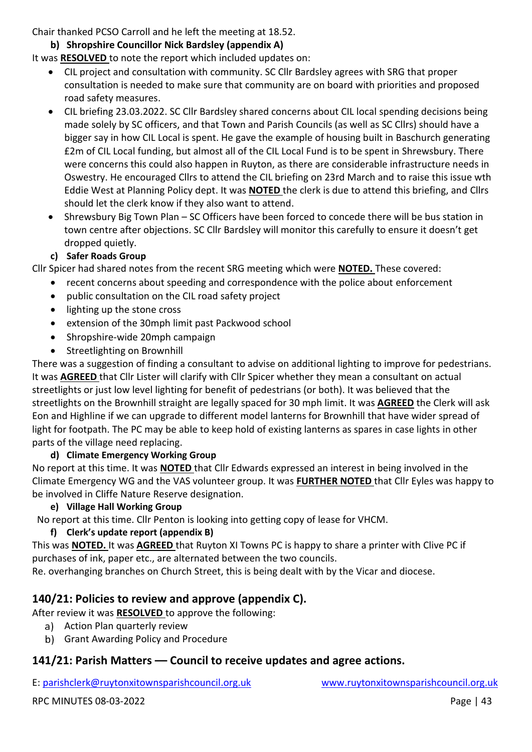Chair thanked PCSO Carroll and he left the meeting at 18.52.

### b) Shropshire Councillor Nick Bardsley (appendix A)

It was **RESOLVED** to note the report which included updates on:

- CIL project and consultation with community. SC Cllr Bardsley agrees with SRG that proper consultation is needed to make sure that community are on board with priorities and proposed road safety measures.
- CIL briefing 23.03.2022. SC Cllr Bardsley shared concerns about CIL local spending decisions being made solely by SC officers, and that Town and Parish Councils (as well as SC Cllrs) should have a bigger say in how CIL Local is spent. He gave the example of housing built in Baschurch generating £2m of CIL Local funding, but almost all of the CIL Local Fund is to be spent in Shrewsbury. There were concerns this could also happen in Ruyton, as there are considerable infrastructure needs in Oswestry. He encouraged Cllrs to attend the CIL briefing on 23rd March and to raise this issue wth Eddie West at Planning Policy dept. It was **NOTED** the clerk is due to attend this briefing, and Cllrs should let the clerk know if they also want to attend.
- Shrewsbury Big Town Plan – SC Officers have been forced to concede there will be bus station in town centre after objections. SC Cllr Bardsley will monitor this carefully to ensure it doesn't get dropped quietly.

### c) Safer Roads Group

Cllr Spicer had shared notes from the recent SRG meeting which were **NOTED.** These covered:

- recent concerns about speeding and correspondence with the police about enforcement
- public consultation on the CIL road safety project
- lighting up the stone cross
- extension of the 30mph limit past Packwood school
- Shropshire-wide 20mph campaign
- Streetlighting on Brownhill

There was a suggestion of finding a consultant to advise on additional lighting to improve for pedestrians. It was **AGREED** that Cllr Lister will clarify with Cllr Spicer whether they mean a consultant on actual streetlights or just low level lighting for benefit of pedestrians (or both). It was believed that the streetlights on the Brownhill straight are legally spaced for 30 mph limit. It was **AGREED** the Clerk will ask Eon and Highline if we can upgrade to different model lanterns for Brownhill that have wider spread of light for footpath. The PC may be able to keep hold of existing lanterns as spares in case lights in other parts of the village need replacing.

### d) Climate Emergency Working Group

No report at this time. It was **NOTED** that Cllr Edwards expressed an interest in being involved in the Climate Emergency WG and the VAS volunteer group. It was **FURTHER NOTED** that Cllr Eyles was happy to be involved in Cliffe Nature Reserve designation.

### e) Village Hall Working Group

No report at this time. Cllr Penton is looking into getting copy of lease for VHCM.

### f) Clerk's update report (appendix B)

This was **NOTED.** It was **AGREED** that Ruyton XI Towns PC is happy to share a printer with Clive PC if purchases of ink, paper etc., are alternated between the two councils.

Re. overhanging branches on Church Street, this is being dealt with by the Vicar and diocese.

## 140/21: Policies to review and approve (appendix C).

After review it was **RESOLVED** to approve the following:

a) Action Plan quarterly review
b) Grant Awarding Policy and Procedure

## 141/21: Parish Matters — Council to receive updates and agree actions.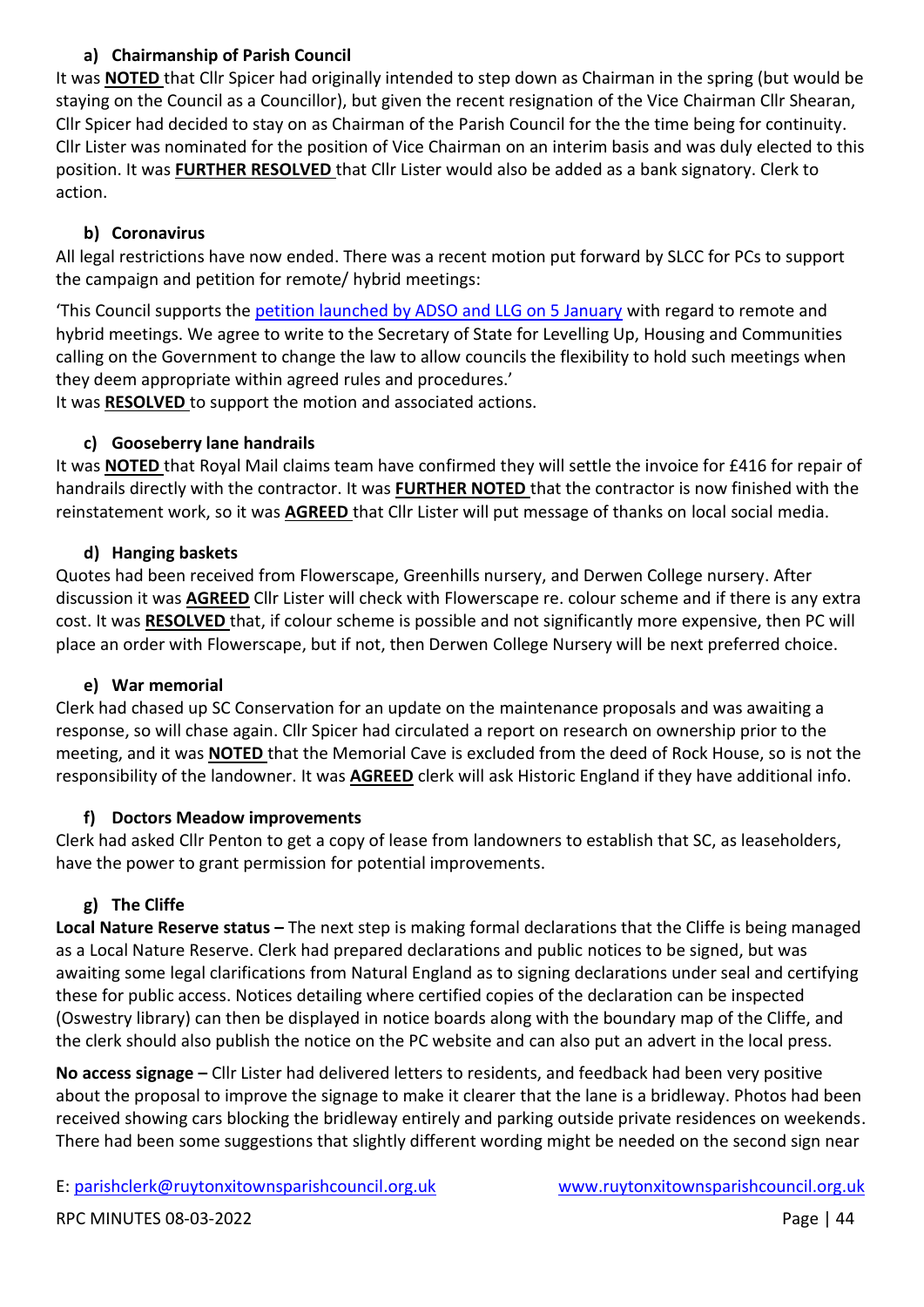### a) Chairmanship of Parish Council

It was **NOTED** that Cllr Spicer had originally intended to step down as Chairman in the spring (but would be staying on the Council as a Councillor), but given the recent resignation of the Vice Chairman Cllr Shearan, Cllr Spicer had decided to stay on as Chairman of the Parish Council for the the time being for continuity. Cllr Lister was nominated for the position of Vice Chairman on an interim basis and was duly elected to this position. It was **FURTHER RESOLVED** that Cllr Lister would also be added as a bank signatory. Clerk to action.

### b) Coronavirus

All legal restrictions have now ended. There was a recent motion put forward by SLCC for PCs to support the campaign and petition for remote/ hybrid meetings:

'This Council supports the petition launched by ADSO and LLG on 5 January with regard to remote and hybrid meetings. We agree to write to the Secretary of State for Levelling Up, Housing and Communities calling on the Government to change the law to allow councils the flexibility to hold such meetings when they deem appropriate within agreed rules and procedures.'

It was **RESOLVED** to support the motion and associated actions.

### c) Gooseberry lane handrails

It was **NOTED** that Royal Mail claims team have confirmed they will settle the invoice for £416 for repair of handrails directly with the contractor. It was **FURTHER NOTED** that the contractor is now finished with the reinstatement work, so it was **AGREED** that Cllr Lister will put message of thanks on local social media.

### d) Hanging baskets

Quotes had been received from Flowerscape, Greenhills nursery, and Derwen College nursery. After discussion it was **AGREED** Cllr Lister will check with Flowerscape re. colour scheme and if there is any extra cost. It was **RESOLVED** that, if colour scheme is possible and not significantly more expensive, then PC will place an order with Flowerscape, but if not, then Derwen College Nursery will be next preferred choice.

### e) War memorial

Clerk had chased up SC Conservation for an update on the maintenance proposals and was awaiting a response, so will chase again. Cllr Spicer had circulated a report on research on ownership prior to the meeting, and it was **NOTED** that the Memorial Cave is excluded from the deed of Rock House, so is not the responsibility of the landowner. It was **AGREED** clerk will ask Historic England if they have additional info.

### f) Doctors Meadow improvements

Clerk had asked Cllr Penton to get a copy of lease from landowners to establish that SC, as leaseholders, have the power to grant permission for potential improvements.

### g) The Cliffe

**Local Nature Reserve status –** The next step is making formal declarations that the Cliffe is being managed as a Local Nature Reserve. Clerk had prepared declarations and public notices to be signed, but was awaiting some legal clarifications from Natural England as to signing declarations under seal and certifying these for public access. Notices detailing where certified copies of the declaration can be inspected (Oswestry library) can then be displayed in notice boards along with the boundary map of the Cliffe, and the clerk should also publish the notice on the PC website and can also put an advert in the local press.

**No access signage –** Cllr Lister had delivered letters to residents, and feedback had been very positive about the proposal to improve the signage to make it clearer that the lane is a bridleway. Photos had been received showing cars blocking the bridleway entirely and parking outside private residences on weekends. There had been some suggestions that slightly different wording might be needed on the second sign near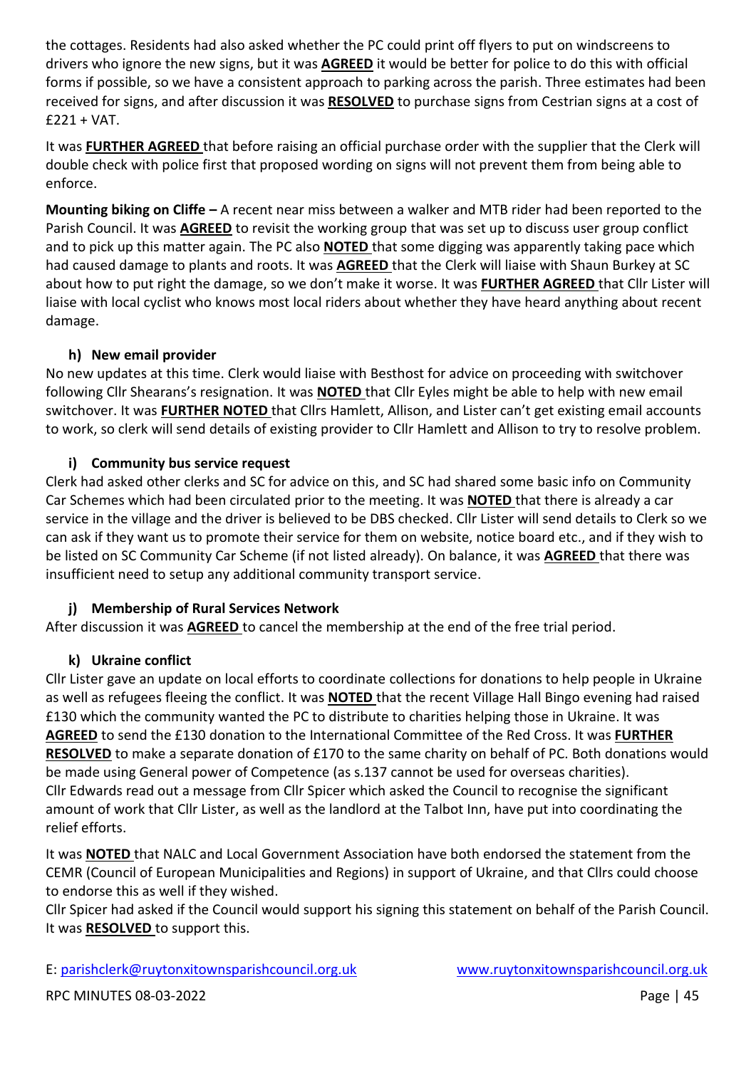the cottages. Residents had also asked whether the PC could print off flyers to put on windscreens to drivers who ignore the new signs, but it was **AGREED** it would be better for police to do this with official forms if possible, so we have a consistent approach to parking across the parish. Three estimates had been received for signs, and after discussion it was **RESOLVED** to purchase signs from Cestrian signs at a cost of £221 + VAT.

It was **FURTHER AGREED** that before raising an official purchase order with the supplier that the Clerk will double check with police first that proposed wording on signs will not prevent them from being able to enforce.

**Mounting biking on Cliffe –** A recent near miss between a walker and MTB rider had been reported to the Parish Council. It was **AGREED** to revisit the working group that was set up to discuss user group conflict and to pick up this matter again. The PC also **NOTED** that some digging was apparently taking pace which had caused damage to plants and roots. It was **AGREED** that the Clerk will liaise with Shaun Burkey at SC about how to put right the damage, so we don't make it worse. It was **FURTHER AGREED** that Cllr Lister will liaise with local cyclist who knows most local riders about whether they have heard anything about recent damage.

### h) New email provider

No new updates at this time. Clerk would liaise with Besthost for advice on proceeding with switchover following Cllr Shearans's resignation. It was **NOTED** that Cllr Eyles might be able to help with new email switchover. It was **FURTHER NOTED** that Cllrs Hamlett, Allison, and Lister can't get existing email accounts to work, so clerk will send details of existing provider to Cllr Hamlett and Allison to try to resolve problem.

### i) Community bus service request

Clerk had asked other clerks and SC for advice on this, and SC had shared some basic info on Community Car Schemes which had been circulated prior to the meeting. It was **NOTED** that there is already a car service in the village and the driver is believed to be DBS checked. Cllr Lister will send details to Clerk so we can ask if they want us to promote their service for them on website, notice board etc., and if they wish to be listed on SC Community Car Scheme (if not listed already). On balance, it was **AGREED** that there was insufficient need to setup any additional community transport service.

### j) Membership of Rural Services Network

After discussion it was **AGREED** to cancel the membership at the end of the free trial period.

### k) Ukraine conflict

Cllr Lister gave an update on local efforts to coordinate collections for donations to help people in Ukraine as well as refugees fleeing the conflict. It was **NOTED** that the recent Village Hall Bingo evening had raised £130 which the community wanted the PC to distribute to charities helping those in Ukraine. It was **AGREED** to send the £130 donation to the International Committee of the Red Cross. It was **FURTHER RESOLVED** to make a separate donation of £170 to the same charity on behalf of PC. Both donations would be made using General power of Competence (as s.137 cannot be used for overseas charities).
Cllr Edwards read out a message from Cllr Spicer which asked the Council to recognise the significant amount of work that Cllr Lister, as well as the landlord at the Talbot Inn, have put into coordinating the relief efforts.

It was **NOTED** that NALC and Local Government Association have both endorsed the statement from the CEMR (Council of European Municipalities and Regions) in support of Ukraine, and that Cllrs could choose to endorse this as well if they wished.
Cllr Spicer had asked if the Council would support his signing this statement on behalf of the Parish Council. It was **RESOLVED** to support this.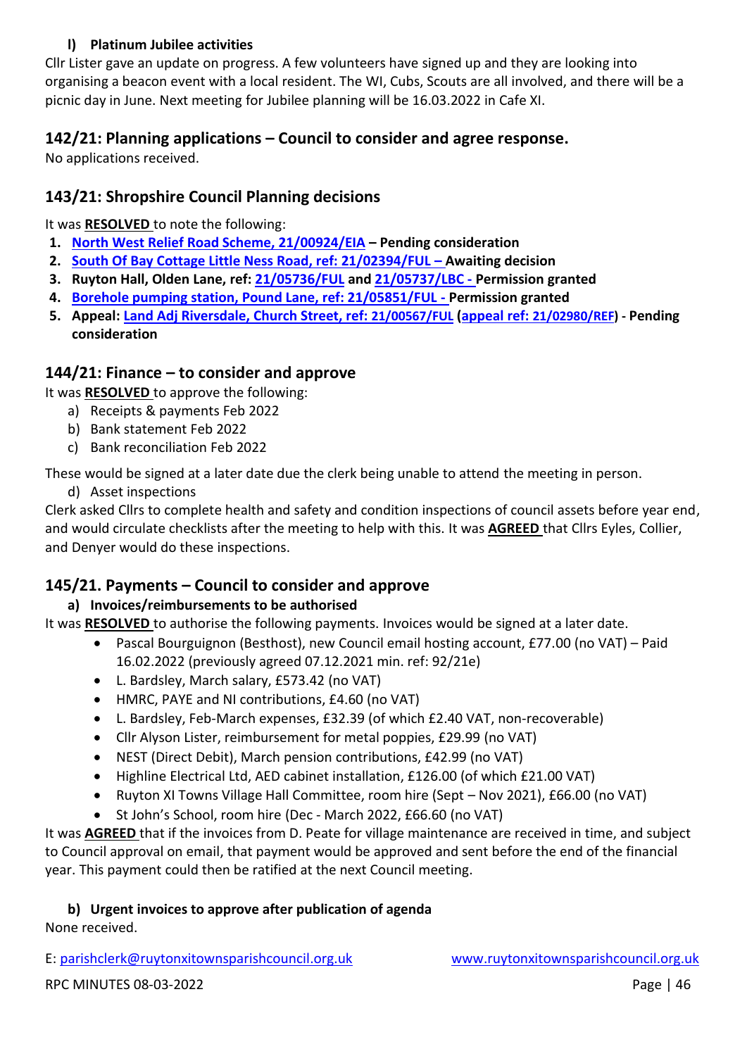### l) Platinum Jubilee activities

Cllr Lister gave an update on progress. A few volunteers have signed up and they are looking into organising a beacon event with a local resident. The WI, Cubs, Scouts are all involved, and there will be a picnic day in June. Next meeting for Jubilee planning will be 16.03.2022 in Cafe XI.

## 142/21: Planning applications – Council to consider and agree response.

No applications received.

## 143/21: Shropshire Council Planning decisions

It was **RESOLVED** to note the following:

1. **North West Relief Road Scheme, 21/00924/EIA – Pending consideration**
2. **South Of Bay Cottage Little Ness Road, ref: 21/02394/FUL – Awaiting decision**
3. **Ruyton Hall, Olden Lane, ref: 21/05736/FUL and 21/05737/LBC - Permission granted**
4. **Borehole pumping station, Pound Lane, ref: 21/05851/FUL - Permission granted**
5. **Appeal: Land Adj Riversdale, Church Street, ref: 21/00567/FUL (appeal ref: 21/02980/REF) - Pending consideration**

## 144/21: Finance – to consider and approve

It was **RESOLVED** to approve the following:

a) Receipts & payments Feb 2022
b) Bank statement Feb 2022
c) Bank reconciliation Feb 2022

These would be signed at a later date due the clerk being unable to attend the meeting in person.

d) Asset inspections

Clerk asked Cllrs to complete health and safety and condition inspections of council assets before year end, and would circulate checklists after the meeting to help with this. It was **AGREED** that Cllrs Eyles, Collier, and Denyer would do these inspections.

## 145/21. Payments – Council to consider and approve

### a) Invoices/reimbursements to be authorised

It was **RESOLVED** to authorise the following payments. Invoices would be signed at a later date.

- Pascal Bourguignon (Besthost), new Council email hosting account, £77.00 (no VAT) – Paid 16.02.2022 (previously agreed 07.12.2021 min. ref: 92/21e)
- L. Bardsley, March salary, £573.42 (no VAT)
- HMRC, PAYE and NI contributions, £4.60 (no VAT)
- L. Bardsley, Feb-March expenses, £32.39 (of which £2.40 VAT, non-recoverable)
- Cllr Alyson Lister, reimbursement for metal poppies, £29.99 (no VAT)
- NEST (Direct Debit), March pension contributions, £42.99 (no VAT)
- Highline Electrical Ltd, AED cabinet installation, £126.00 (of which £21.00 VAT)
- Ruyton XI Towns Village Hall Committee, room hire (Sept – Nov 2021), £66.00 (no VAT)
- St John's School, room hire (Dec - March 2022, £66.60 (no VAT)

It was **AGREED** that if the invoices from D. Peate for village maintenance are received in time, and subject to Council approval on email, that payment would be approved and sent before the end of the financial year. This payment could then be ratified at the next Council meeting.

### b) Urgent invoices to approve after publication of agenda

None received.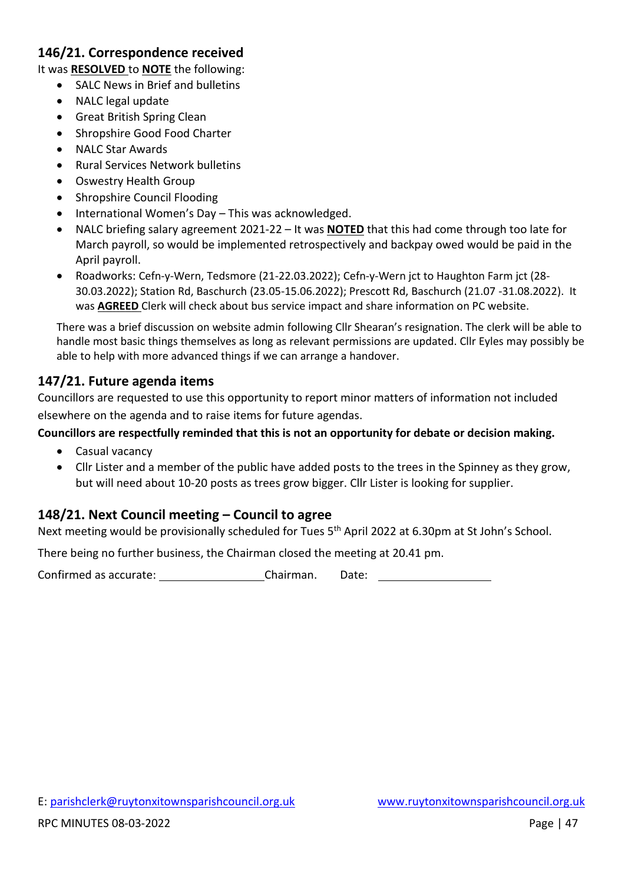## 146/21. Correspondence received

It was **RESOLVED** to **NOTE** the following:

- SALC News in Brief and bulletins
- NALC legal update
- Great British Spring Clean
- Shropshire Good Food Charter
- NALC Star Awards
- Rural Services Network bulletins
- Oswestry Health Group
- Shropshire Council Flooding
- International Women's Day – This was acknowledged.
- NALC briefing salary agreement 2021-22 – It was **NOTED** that this had come through too late for March payroll, so would be implemented retrospectively and backpay owed would be paid in the April payroll.
- Roadworks: Cefn-y-Wern, Tedsmore (21-22.03.2022); Cefn-y-Wern jct to Haughton Farm jct (28-30.03.2022); Station Rd, Baschurch (23.05-15.06.2022); Prescott Rd, Baschurch (21.07 -31.08.2022). It was **AGREED** Clerk will check about bus service impact and share information on PC website.

There was a brief discussion on website admin following Cllr Shearan's resignation. The clerk will be able to handle most basic things themselves as long as relevant permissions are updated. Cllr Eyles may possibly be able to help with more advanced things if we can arrange a handover.

## 147/21. Future agenda items

Councillors are requested to use this opportunity to report minor matters of information not included elsewhere on the agenda and to raise items for future agendas.

**Councillors are respectfully reminded that this is not an opportunity for debate or decision making.**

- Casual vacancy
- Cllr Lister and a member of the public have added posts to the trees in the Spinney as they grow, but will need about 10-20 posts as trees grow bigger. Cllr Lister is looking for supplier.

## 148/21. Next Council meeting – Council to agree

Next meeting would be provisionally scheduled for Tues 5th April 2022 at 6.30pm at St John's School.

There being no further business, the Chairman closed the meeting at 20.41 pm.

Confirmed as accurate: \_\_\_\_\_\_\_\_\_\_\_\_\_\_\_\_ Chairman. Date: \_\_\_\_\_\_\_\_\_\_\_\_\_\_\_\_